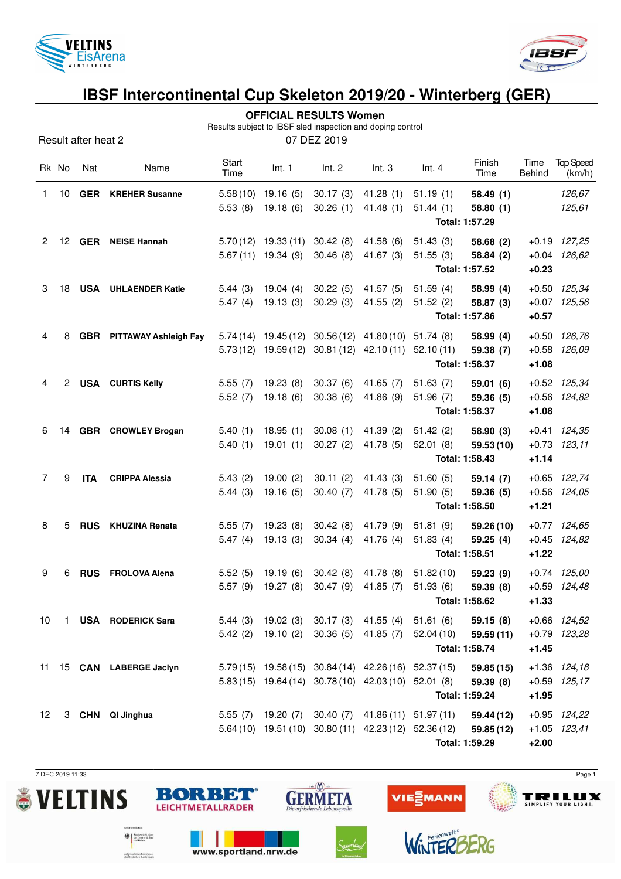# IBSF Intercontinental Cup Skeleton 2019/20 - Winterberg (GER)

**OFFICIAL RESULTS Women**

Results subject to IBSF sled inspection and doping control

Result after heat 2 | 07 DEZ 2019

| Rk | No | Nat | Name | Start Time | Int. 1 | Int. 2 | Int. 3 | Int. 4 | Finish Time | Time Behind | Top Speed (km/h) |
|---|---|---|---|---|---|---|---|---|---|---|---|
| 1 | 10 | **GER** | **KREHER Susanne** | 5.58 (10) | 19.16 (5) | 30.17 (3) | 41.28 (1) | 51.19 (1) | **58.49 (1)** | | *126,67* |
| | | | | 5.53 (8) | 19.18 (6) | 30.26 (1) | 41.48 (1) | 51.44 (1) | **58.80 (1)** | | *125,61* |
| | | | | | | | | | **Total: 1:57.29** | | |
| 2 | 12 | **GER** | **NEISE Hannah** | 5.70 (12) | 19.33 (11) | 30.42 (8) | 41.58 (6) | 51.43 (3) | **58.68 (2)** | +0.19 | *127,25* |
| | | | | 5.67 (11) | 19.34 (9) | 30.46 (8) | 41.67 (3) | 51.55 (3) | **58.84 (2)** | +0.04 | *126,62* |
| | | | | | | | | | **Total: 1:57.52** | **+0.23** | |
| 3 | 18 | **USA** | **UHLAENDER Katie** | 5.44 (3) | 19.04 (4) | 30.22 (5) | 41.57 (5) | 51.59 (4) | **58.99 (4)** | +0.50 | *125,34* |
| | | | | 5.47 (4) | 19.13 (3) | 30.29 (3) | 41.55 (2) | 51.52 (2) | **58.87 (3)** | +0.07 | *125,56* |
| | | | | | | | | | **Total: 1:57.86** | **+0.57** | |
| 4 | 8 | **GBR** | **PITTAWAY Ashleigh Fay** | 5.74 (14) | 19.45 (12) | 30.56 (12) | 41.80 (10) | 51.74 (8) | **58.99 (4)** | +0.50 | *126,76* |
| | | | | 5.73 (12) | 19.59 (12) | 30.81 (12) | 42.10 (11) | 52.10 (11) | **59.38 (7)** | +0.58 | *126,09* |
| | | | | | | | | | **Total: 1:58.37** | **+1.08** | |
| 4 | 2 | **USA** | **CURTIS Kelly** | 5.55 (7) | 19.23 (8) | 30.37 (6) | 41.65 (7) | 51.63 (7) | **59.01 (6)** | +0.52 | *125,34* |
| | | | | 5.52 (7) | 19.18 (6) | 30.38 (6) | 41.86 (9) | 51.96 (7) | **59.36 (5)** | +0.56 | *124,82* |
| | | | | | | | | | **Total: 1:58.37** | **+1.08** | |
| 6 | 14 | **GBR** | **CROWLEY Brogan** | 5.40 (1) | 18.95 (1) | 30.08 (1) | 41.39 (2) | 51.42 (2) | **58.90 (3)** | +0.41 | *124,35* |
| | | | | 5.40 (1) | 19.01 (1) | 30.27 (2) | 41.78 (5) | 52.01 (8) | **59.53 (10)** | +0.73 | *123,11* |
| | | | | | | | | | **Total: 1:58.43** | **+1.14** | |
| 7 | 9 | **ITA** | **CRIPPA Alessia** | 5.43 (2) | 19.00 (2) | 30.11 (2) | 41.43 (3) | 51.60 (5) | **59.14 (7)** | +0.65 | *122,74* |
| | | | | 5.44 (3) | 19.16 (5) | 30.40 (7) | 41.78 (5) | 51.90 (5) | **59.36 (5)** | +0.56 | *124,05* |
| | | | | | | | | | **Total: 1:58.50** | **+1.21** | |
| 8 | 5 | **RUS** | **KHUZINA Renata** | 5.55 (7) | 19.23 (8) | 30.42 (8) | 41.79 (9) | 51.81 (9) | **59.26 (10)** | +0.77 | *124,65* |
| | | | | 5.47 (4) | 19.13 (3) | 30.34 (4) | 41.76 (4) | 51.83 (4) | **59.25 (4)** | +0.45 | *124,82* |
| | | | | | | | | | **Total: 1:58.51** | **+1.22** | |
| 9 | 6 | **RUS** | **FROLOVA Alena** | 5.52 (5) | 19.19 (6) | 30.42 (8) | 41.78 (8) | 51.82 (10) | **59.23 (9)** | +0.74 | *125,00* |
| | | | | 5.57 (9) | 19.27 (8) | 30.47 (9) | 41.85 (7) | 51.93 (6) | **59.39 (8)** | +0.59 | *124,48* |
| | | | | | | | | | **Total: 1:58.62** | **+1.33** | |
| 10 | 1 | **USA** | **RODERICK Sara** | 5.44 (3) | 19.02 (3) | 30.17 (3) | 41.55 (4) | 51.61 (6) | **59.15 (8)** | +0.66 | *124,52* |
| | | | | 5.42 (2) | 19.10 (2) | 30.36 (5) | 41.85 (7) | 52.04 (10) | **59.59 (11)** | +0.79 | *123,28* |
| | | | | | | | | | **Total: 1:58.74** | **+1.45** | |
| 11 | 15 | **CAN** | **LABERGE Jaclyn** | 5.79 (15) | 19.58 (15) | 30.84 (14) | 42.26 (16) | 52.37 (15) | **59.85 (15)** | +1.36 | *124,18* |
| | | | | 5.83 (15) | 19.64 (14) | 30.78 (10) | 42.03 (10) | 52.01 (8) | **59.39 (8)** | +0.59 | *125,17* |
| | | | | | | | | | **Total: 1:59.24** | **+1.95** | |
| 12 | 3 | **CHN** | **QI Jinghua** | 5.55 (7) | 19.20 (7) | 30.40 (7) | 41.86 (11) | 51.97 (11) | **59.44 (12)** | +0.95 | *124,22* |
| | | | | 5.64 (10) | 19.51 (10) | 30.80 (11) | 42.23 (12) | 52.36 (12) | **59.85 (12)** | +1.05 | *123,41* |
| | | | | | | | | | **Total: 1:59.29** | **+2.00** | |

7 DEC 2019 11:33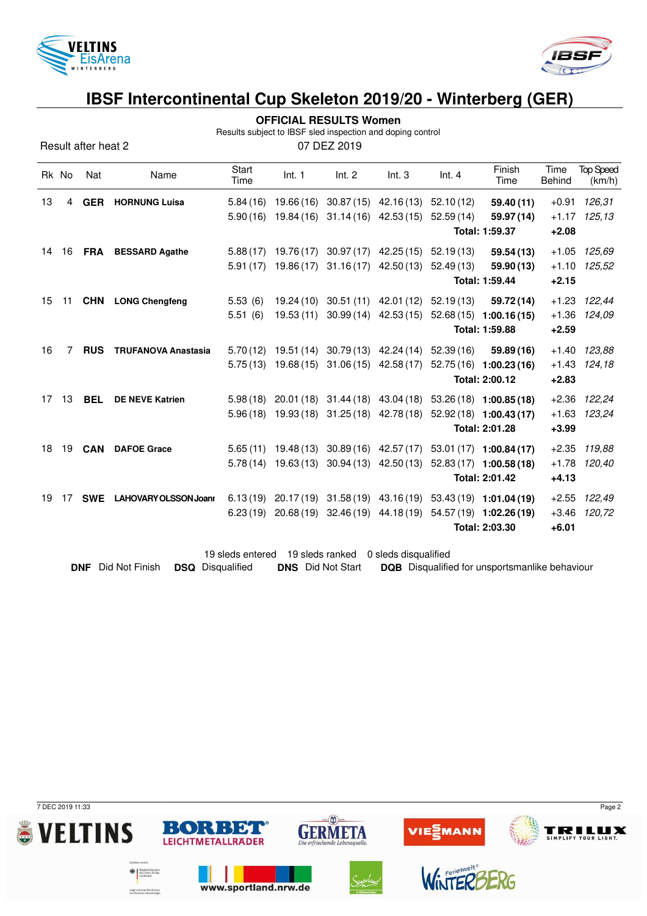# IBSF Intercontinental Cup Skeleton 2019/20 - Winterberg (GER)

**OFFICIAL RESULTS Women**

Results subject to IBSF sled inspection and doping control

Result after heat 2 — 07 DEZ 2019

| Rk | No | Nat | Name | Start Time | Int. 1 | Int. 2 | Int. 3 | Int. 4 | Finish Time | Time Behind | Top Speed (km/h) |
|---|---|---|---|---|---|---|---|---|---|---|---|
| 13 | 4 | **GER** | **HORNUNG Luisa** | 5.84 (16) | 19.66 (16) | 30.87 (15) | 42.16 (13) | 52.10 (12) | **59.40 (11)** | +0.91 | *126,31* |
| | | | | 5.90 (16) | 19.84 (16) | 31.14 (16) | 42.53 (15) | 52.59 (14) | **59.97 (14)** | +1.17 | *125,13* |
| | | | | | | | | | **Total: 1:59.37** | **+2.08** | |
| 14 | 16 | **FRA** | **BESSARD Agathe** | 5.88 (17) | 19.76 (17) | 30.97 (17) | 42.25 (15) | 52.19 (13) | **59.54 (13)** | +1.05 | *125,69* |
| | | | | 5.91 (17) | 19.86 (17) | 31.16 (17) | 42.50 (13) | 52.49 (13) | **59.90 (13)** | +1.10 | *125,52* |
| | | | | | | | | | **Total: 1:59.44** | **+2.15** | |
| 15 | 11 | **CHN** | **LONG Chengfeng** | 5.53 (6) | 19.24 (10) | 30.51 (11) | 42.01 (12) | 52.19 (13) | **59.72 (14)** | +1.23 | *122,44* |
| | | | | 5.51 (6) | 19.53 (11) | 30.99 (14) | 42.53 (15) | 52.68 (15) | **1:00.16 (15)** | +1.36 | *124,09* |
| | | | | | | | | | **Total: 1:59.88** | **+2.59** | |
| 16 | 7 | **RUS** | **TRUFANOVA Anastasia** | 5.70 (12) | 19.51 (14) | 30.79 (13) | 42.24 (14) | 52.39 (16) | **59.89 (16)** | +1.40 | *123,88* |
| | | | | 5.75 (13) | 19.68 (15) | 31.06 (15) | 42.58 (17) | 52.75 (16) | **1:00.23 (16)** | +1.43 | *124,18* |
| | | | | | | | | | **Total: 2:00.12** | **+2.83** | |
| 17 | 13 | **BEL** | **DE NEVE Katrien** | 5.98 (18) | 20.01 (18) | 31.44 (18) | 43.04 (18) | 53.26 (18) | **1:00.85 (18)** | +2.36 | *122,24* |
| | | | | 5.96 (18) | 19.93 (18) | 31.25 (18) | 42.78 (18) | 52.92 (18) | **1:00.43 (17)** | +1.63 | *123,24* |
| | | | | | | | | | **Total: 2:01.28** | **+3.99** | |
| 18 | 19 | **CAN** | **DAFOE Grace** | 5.65 (11) | 19.48 (13) | 30.89 (16) | 42.57 (17) | 53.01 (17) | **1:00.84 (17)** | +2.35 | *119,88* |
| | | | | 5.78 (14) | 19.63 (13) | 30.94 (13) | 42.50 (13) | 52.83 (17) | **1:00.58 (18)** | +1.78 | *120,40* |
| | | | | | | | | | **Total: 2:01.42** | **+4.13** | |
| 19 | 17 | **SWE** | **LAHOVARY OLSSON Joanr** | 6.13 (19) | 20.17 (19) | 31.58 (19) | 43.16 (19) | 53.43 (19) | **1:01.04 (19)** | +2.55 | *122,49* |
| | | | | 6.23 (19) | 20.68 (19) | 32.46 (19) | 44.18 (19) | 54.57 (19) | **1:02.26 (19)** | +3.46 | *120,72* |
| | | | | | | | | | **Total: 2:03.30** | **+6.01** | |

19 sleds entered 19 sleds ranked 0 sleds disqualified

**DNF** Did Not Finish **DSQ** Disqualified **DNS** Did Not Start **DQB** Disqualified for unsportsmanlike behaviour

7 DEC 2019 11:33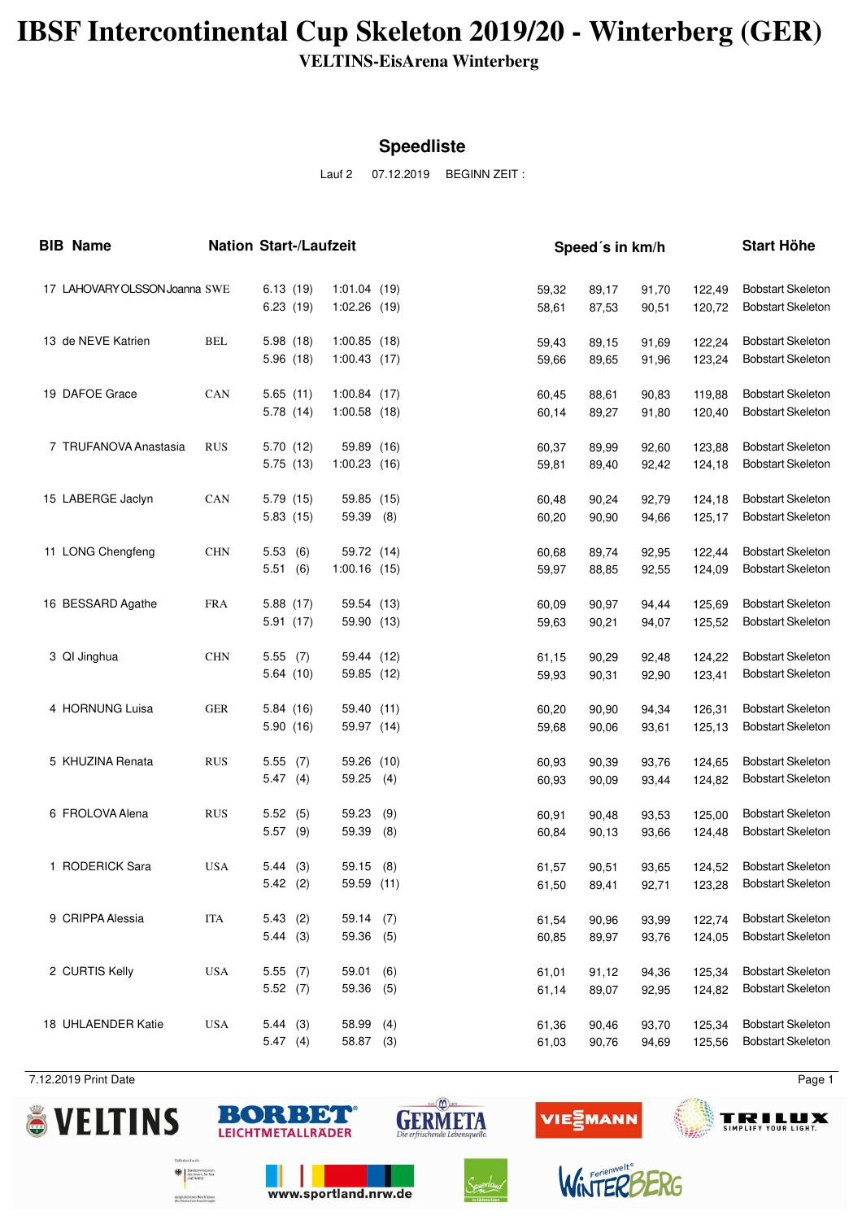# IBSF Intercontinental Cup Skeleton 2019/20 - Winterberg (GER)

**VELTINS-EisArena Winterberg**

## Speedliste

Lauf 2 07.12.2019 BEGINN ZEIT :

| BIB | Name | Nation | Start-/Laufzeit | | Speed´s in km/h | | | | Start Höhe |
|---|---|---|---|---|---|---|---|---|---|
| 17 | LAHOVARY OLSSON Joanna | SWE | 6.13 (19) | 1:01.04 (19) | 59,32 | 89,17 | 91,70 | 122,49 | Bobstart Skeleton |
| | | | 6.23 (19) | 1:02.26 (19) | 58,61 | 87,53 | 90,51 | 120,72 | Bobstart Skeleton |
| 13 | de NEVE Katrien | BEL | 5.98 (18) | 1:00.85 (18) | 59,43 | 89,15 | 91,69 | 122,24 | Bobstart Skeleton |
| | | | 5.96 (18) | 1:00.43 (17) | 59,66 | 89,65 | 91,96 | 123,24 | Bobstart Skeleton |
| 19 | DAFOE Grace | CAN | 5.65 (11) | 1:00.84 (17) | 60,45 | 88,61 | 90,83 | 119,88 | Bobstart Skeleton |
| | | | 5.78 (14) | 1:00.58 (18) | 60,14 | 89,27 | 91,80 | 120,40 | Bobstart Skeleton |
| 7 | TRUFANOVA Anastasia | RUS | 5.70 (12) | 59.89 (16) | 60,37 | 89,99 | 92,60 | 123,88 | Bobstart Skeleton |
| | | | 5.75 (13) | 1:00.23 (16) | 59,81 | 89,40 | 92,42 | 124,18 | Bobstart Skeleton |
| 15 | LABERGE Jaclyn | CAN | 5.79 (15) | 59.85 (15) | 60,48 | 90,24 | 92,79 | 124,18 | Bobstart Skeleton |
| | | | 5.83 (15) | 59.39 (8) | 60,20 | 90,90 | 94,66 | 125,17 | Bobstart Skeleton |
| 11 | LONG Chengfeng | CHN | 5.53 (6) | 59.72 (14) | 60,68 | 89,74 | 92,95 | 122,44 | Bobstart Skeleton |
| | | | 5.51 (6) | 1:00.16 (15) | 59,97 | 88,85 | 92,55 | 124,09 | Bobstart Skeleton |
| 16 | BESSARD Agathe | FRA | 5.88 (17) | 59.54 (13) | 60,09 | 90,97 | 94,44 | 125,69 | Bobstart Skeleton |
| | | | 5.91 (17) | 59.90 (13) | 59,63 | 90,21 | 94,07 | 125,52 | Bobstart Skeleton |
| 3 | QI Jinghua | CHN | 5.55 (7) | 59.44 (12) | 61,15 | 90,29 | 92,48 | 124,22 | Bobstart Skeleton |
| | | | 5.64 (10) | 59.85 (12) | 59,93 | 90,31 | 92,90 | 123,41 | Bobstart Skeleton |
| 4 | HORNUNG Luisa | GER | 5.84 (16) | 59.40 (11) | 60,20 | 90,90 | 94,34 | 126,31 | Bobstart Skeleton |
| | | | 5.90 (16) | 59.97 (14) | 59,68 | 90,06 | 93,61 | 125,13 | Bobstart Skeleton |
| 5 | KHUZINA Renata | RUS | 5.55 (7) | 59.26 (10) | 60,93 | 90,39 | 93,76 | 124,65 | Bobstart Skeleton |
| | | | 5.47 (4) | 59.25 (4) | 60,93 | 90,09 | 93,44 | 124,82 | Bobstart Skeleton |
| 6 | FROLOVA Alena | RUS | 5.52 (5) | 59.23 (9) | 60,91 | 90,48 | 93,53 | 125,00 | Bobstart Skeleton |
| | | | 5.57 (9) | 59.39 (8) | 60,84 | 90,13 | 93,66 | 124,48 | Bobstart Skeleton |
| 1 | RODERICK Sara | USA | 5.44 (3) | 59.15 (8) | 61,57 | 90,51 | 93,65 | 124,52 | Bobstart Skeleton |
| | | | 5.42 (2) | 59.59 (11) | 61,50 | 89,41 | 92,71 | 123,28 | Bobstart Skeleton |
| 9 | CRIPPA Alessia | ITA | 5.43 (2) | 59.14 (7) | 61,54 | 90,96 | 93,99 | 122,74 | Bobstart Skeleton |
| | | | 5.44 (3) | 59.36 (5) | 60,85 | 89,97 | 93,76 | 124,05 | Bobstart Skeleton |
| 2 | CURTIS Kelly | USA | 5.55 (7) | 59.01 (6) | 61,01 | 91,12 | 94,36 | 125,34 | Bobstart Skeleton |
| | | | 5.52 (7) | 59.36 (5) | 61,14 | 89,07 | 92,95 | 124,82 | Bobstart Skeleton |
| 18 | UHLAENDER Katie | USA | 5.44 (3) | 58.99 (4) | 61,36 | 90,46 | 93,70 | 125,34 | Bobstart Skeleton |
| | | | 5.47 (4) | 58.87 (3) | 61,03 | 90,76 | 94,69 | 125,56 | Bobstart Skeleton |

7.12.2019 Print Date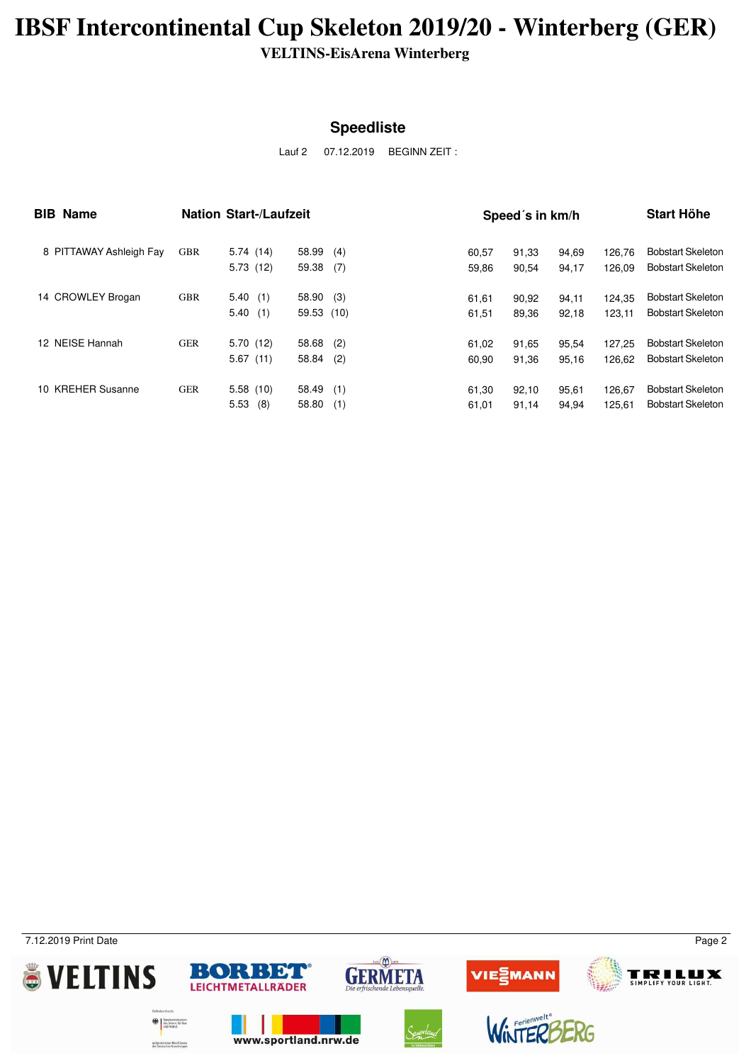# IBSF Intercontinental Cup Skeleton 2019/20 - Winterberg (GER)

**VELTINS-EisArena Winterberg**

## Speedliste

Lauf 2    07.12.2019    BEGINN ZEIT :

| BIB | Name | Nation | Start-/Laufzeit | | Speed´s in km/h | | | | Start Höhe |
|---|---|---|---|---|---|---|---|---|---|
| 8 | PITTAWAY Ashleigh Fay | GBR | 5.74 (14) | 58.99 (4) | 60,57 | 91,33 | 94,69 | 126,76 | Bobstart Skeleton |
| | | | 5.73 (12) | 59.38 (7) | 59,86 | 90,54 | 94,17 | 126,09 | Bobstart Skeleton |
| 14 | CROWLEY Brogan | GBR | 5.40 (1) | 58.90 (3) | 61,61 | 90,92 | 94,11 | 124,35 | Bobstart Skeleton |
| | | | 5.40 (1) | 59.53 (10) | 61,51 | 89,36 | 92,18 | 123,11 | Bobstart Skeleton |
| 12 | NEISE Hannah | GER | 5.70 (12) | 58.68 (2) | 61,02 | 91,65 | 95,54 | 127,25 | Bobstart Skeleton |
| | | | 5.67 (11) | 58.84 (2) | 60,90 | 91,36 | 95,16 | 126,62 | Bobstart Skeleton |
| 10 | KREHER Susanne | GER | 5.58 (10) | 58.49 (1) | 61,30 | 92,10 | 95,61 | 126,67 | Bobstart Skeleton |
| | | | 5.53 (8) | 58.80 (1) | 61,01 | 91,14 | 94,94 | 125,61 | Bobstart Skeleton |

7.12.2019 Print Date